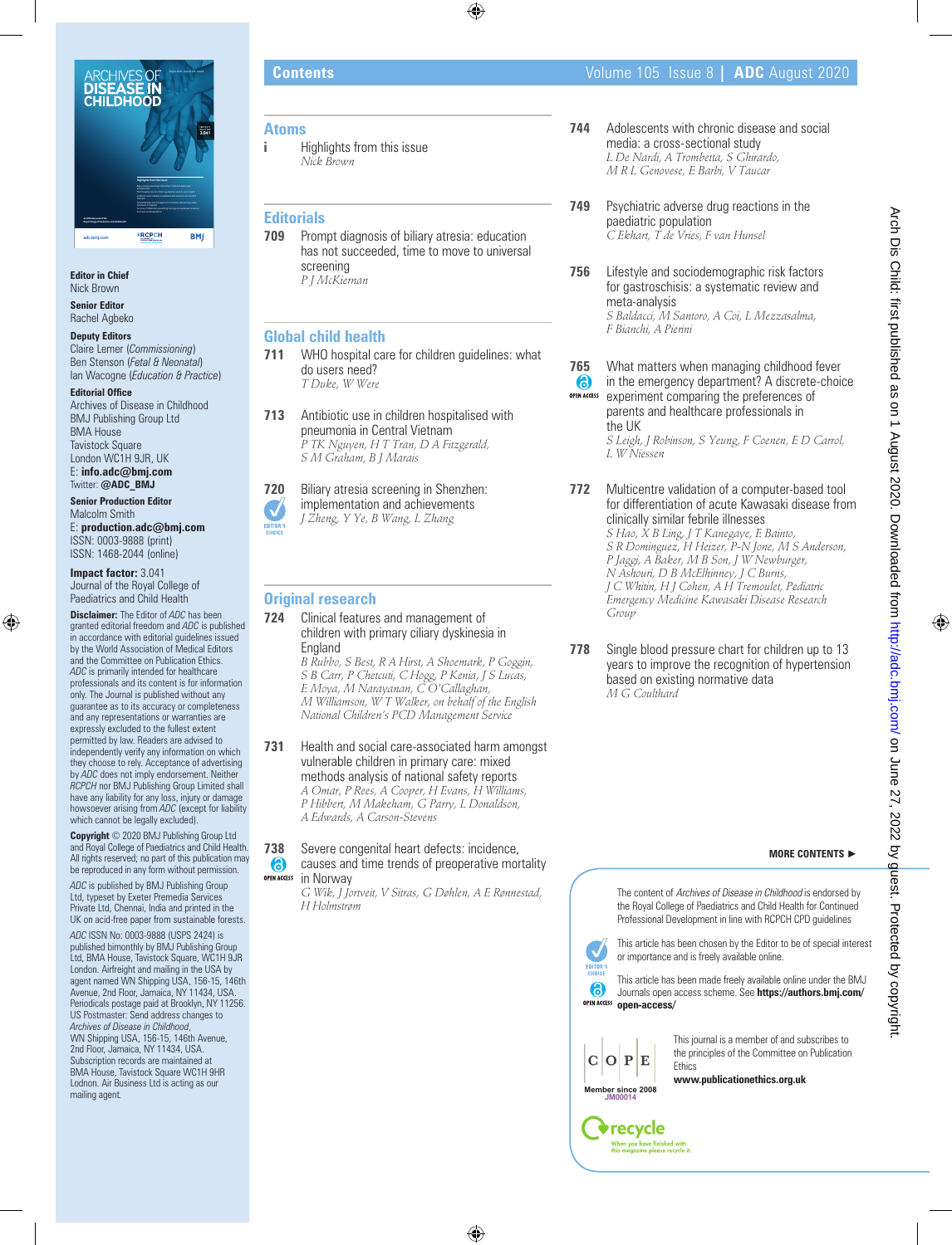# Contents

Volume 105 Issue 8 | **ADC** August 2020

**Editor in Chief**
Nick Brown

**Senior Editor**
Rachel Agbeko

**Deputy Editors**
Claire Lemer (*Commissioning*)
Ben Stenson (*Fetal & Neonatal*)
Ian Wacogne (*Education & Practice*)

**Editorial Office**
Archives of Disease in Childhood
BMJ Publishing Group Ltd
BMA House
Tavistock Square
London WC1H 9JR, UK
E: **info.adc@bmj.com**
Twitter: **@ADC_BMJ**

**Senior Production Editor**
Malcolm Smith
E: **production.adc@bmj.com**
ISSN: 0003-9888 (print)
ISSN: 1468-2044 (online)

**Impact factor:** 3.041
Journal of the Royal College of Paediatrics and Child Health

**Disclaimer:** The Editor of *ADC* has been granted editorial freedom and *ADC* is published in accordance with editorial guidelines issued by the World Association of Medical Editors and the Committee on Publication Ethics. *ADC* is primarily intended for healthcare professionals and its content is for information only. The Journal is published without any guarantee as to its accuracy or completeness and any representations or warranties are expressly excluded to the fullest extent permitted by law. Readers are advised to independently verify any information on which they choose to rely. Acceptance of advertising by *ADC* does not imply endorsement. Neither *RCPCH* nor BMJ Publishing Group Limited shall have any liability for any loss, injury or damage howsoever arising from *ADC* (except for liability which cannot be legally excluded).

**Copyright** © 2020 BMJ Publishing Group Ltd and Royal College of Paediatrics and Child Health. All rights reserved; no part of this publication may be reproduced in any form without permission.

*ADC* is published by BMJ Publishing Group Ltd, typeset by Exeter Premedia Services Private Ltd, Chennai, India and printed in the UK on acid-free paper from sustainable forests.

*ADC* ISSN No: 0003-9888 (USPS 2424) is published bimonthly by BMJ Publishing Group Ltd, BMA House, Tavistock Square, WC1H 9JR London. Airfreight and mailing in the USA by agent named WN Shipping USA, 156-15, 146th Avenue, 2nd Floor, Jamaica, NY 11434, USA. Periodicals postage paid at Brooklyn, NY 11256. US Postmaster: Send address changes to *Archives of Disease in Childhood*, WN Shipping USA, 156-15, 146th Avenue, 2nd Floor, Jamaica, NY 11434, USA. Subscription records are maintained at BMA House, Tavistock Square WC1H 9HR Lodnon. Air Business Ltd is acting as our mailing agent.

## Atoms

**i** Highlights from this issue
*Nick Brown*

## Editorials

**709** Prompt diagnosis of biliary atresia: education has not succeeded, time to move to universal screening
*P J McKiernan*

## Global child health

**711** WHO hospital care for children guidelines: what do users need?
*T Duke, W Were*

**713** Antibiotic use in children hospitalised with pneumonia in Central Vietnam
*P TK Nguyen, H T Tran, D A Fitzgerald, S M Graham, B J Marais*

**720** Biliary atresia screening in Shenzhen: implementation and achievements (EDITOR'S CHOICE)
*J Zheng, Y Ye, B Wang, L Zhang*

## Original research

**724** Clinical features and management of children with primary ciliary dyskinesia in England
*B Rubbo, S Best, R A Hirst, A Shoemark, P Goggin, S B Carr, P Chetcuti, C Hogg, P Kenia, J S Lucas, E Moya, M Narayanan, C O'Callaghan, M Williamson, W T Walker, on behalf of the English National Children's PCD Management Service*

**731** Health and social care-associated harm amongst vulnerable children in primary care: mixed methods analysis of national safety reports
*A Omar, P Rees, A Cooper, H Evans, H Williams, P Hibbert, M Makeham, G Parry, L Donaldson, A Edwards, A Carson-Stevens*

**738** Severe congenital heart defects: incidence, causes and time trends of preoperative mortality in Norway (OPEN ACCESS)
*G Wik, J Jortveit, V Sitras, G Døhlen, A E Rønnestad, H Holmstrøm*

**744** Adolescents with chronic disease and social media: a cross-sectional study
*L De Nardi, A Trombetta, S Ghirardo, M R L Genovese, E Barbi, V Taucar*

**749** Psychiatric adverse drug reactions in the paediatric population
*C Ekhart, T de Vries, F van Hunsel*

**756** Lifestyle and sociodemographic risk factors for gastroschisis: a systematic review and meta-analysis
*S Baldacci, M Santoro, A Coi, L Mezzasalma, F Bianchi, A Pierini*

**765** What matters when managing childhood fever in the emergency department? A discrete-choice experiment comparing the preferences of parents and healthcare professionals in the UK (OPEN ACCESS)
*S Leigh, J Robinson, S Yeung, F Coenen, E D Carrol, L W Niessen*

**772** Multicentre validation of a computer-based tool for differentiation of acute Kawasaki disease from clinically similar febrile illnesses
*S Hao, X B Ling, J T Kanegaye, E Bainto, S R Dominguez, H Heizer, P-N Jone, M S Anderson, P Jaggi, A Baker, M B Son, J W Newburger, N Ashouri, D B McElhinney, J C Burns, J C Whitin, H J Cohen, A H Tremoulet, Pediatric Emergency Medicine Kawasaki Disease Research Group*

**778** Single blood pressure chart for children up to 13 years to improve the recognition of hypertension based on existing normative data
*M G Coulthard*

**MORE CONTENTS ►**

The content of *Archives of Disease in Childhood* is endorsed by the Royal College of Paediatrics and Child Health for Continued Professional Development in line with RCPCH CPD guidelines

EDITOR'S CHOICE: This article has been chosen by the Editor to be of special interest or importance and is freely available online.

OPEN ACCESS: This article has been made freely available online under the BMJ Journals open access scheme. See **https://authors.bmj.com/open-access/**

This journal is a member of and subscribes to the principles of the Committee on Publication Ethics
**www.publicationethics.org.uk**

COPE Member since 2008 JM00014

recycle — When you have finished with this magazine please recycle it.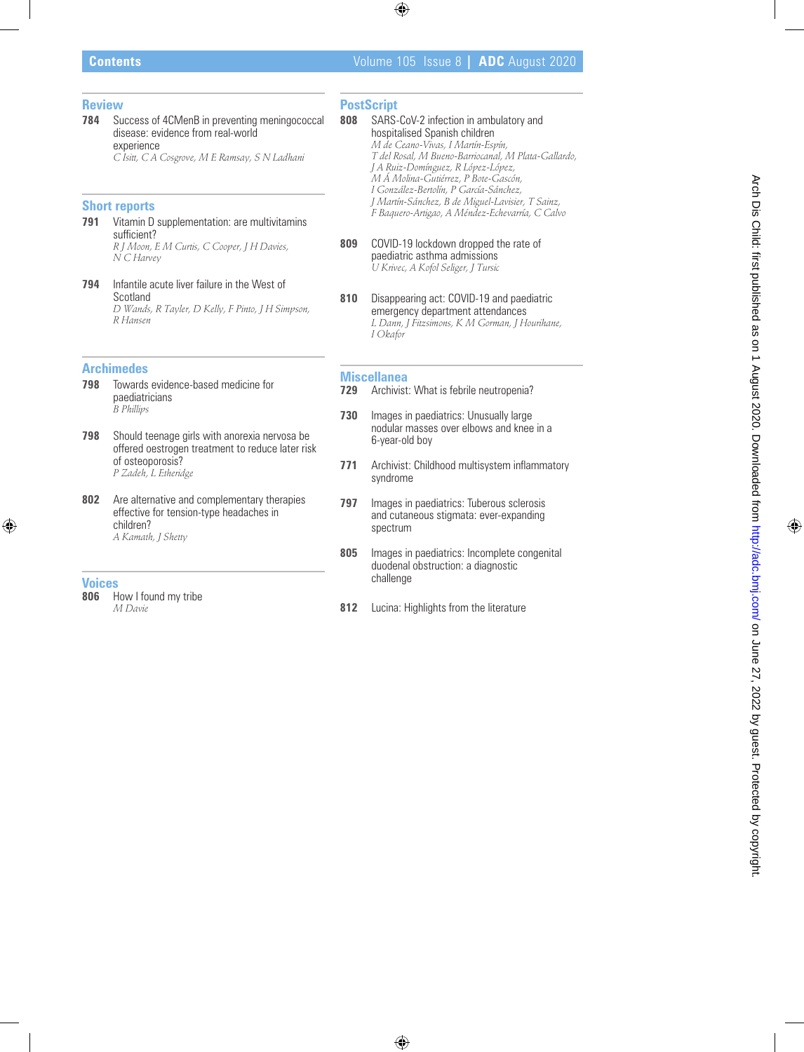# Contents

## Review

**784** Success of 4CMenB in preventing meningococcal disease: evidence from real-world experience
*C Isitt, C A Cosgrove, M E Ramsay, S N Ladhani*

## Short reports

**791** Vitamin D supplementation: are multivitamins sufficient?
*R J Moon, E M Curtis, C Cooper, J H Davies, N C Harvey*

**794** Infantile acute liver failure in the West of Scotland
*D Wands, R Tayler, D Kelly, F Pinto, J H Simpson, R Hansen*

## Archimedes

**798** Towards evidence-based medicine for paediatricians
*B Phillips*

**798** Should teenage girls with anorexia nervosa be offered oestrogen treatment to reduce later risk of osteoporosis?
*P Zadeh, L Etheridge*

**802** Are alternative and complementary therapies effective for tension-type headaches in children?
*A Kamath, J Shetty*

## Voices

**806** How I found my tribe
*M Davie*

## PostScript

**808** SARS-CoV-2 infection in ambulatory and hospitalised Spanish children
*M de Ceano-Vivas, I Martín-Espín, T del Rosal, M Bueno-Barriocanal, M Plata-Gallardo, J A Ruiz-Domínguez, R López-López, M Á Molina-Gutiérrez, P Bote-Gascón, I González-Bertolín, P García-Sánchez, J Martín-Sánchez, B de Miguel-Lavisier, T Sainz, F Baquero-Artigao, A Méndez-Echevarría, C Calvo*

**809** COVID-19 lockdown dropped the rate of paediatric asthma admissions
*U Krivec, A Kofol Seliger, J Tursic*

**810** Disappearing act: COVID-19 and paediatric emergency department attendances
*L Dann, J Fitzsimons, K M Gorman, J Hourihane, I Okafor*

## Miscellanea

**729** Archivist: What is febrile neutropenia?

**730** Images in paediatrics: Unusually large nodular masses over elbows and knee in a 6-year-old boy

**771** Archivist: Childhood multisystem inflammatory syndrome

**797** Images in paediatrics: Tuberous sclerosis and cutaneous stigmata: ever-expanding spectrum

**805** Images in paediatrics: Incomplete congenital duodenal obstruction: a diagnostic challenge

**812** Lucina: Highlights from the literature

Arch Dis Child: first published as on 1 August 2020. Downloaded from http://adc.bmj.com/ on June 27, 2022 by guest. Protected by copyright.